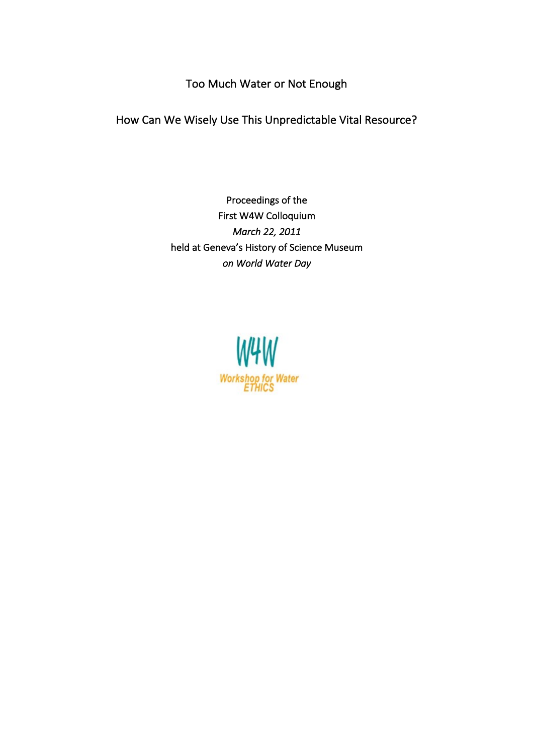# Too Much Water or Not Enough

## How Can We Wisely Use This Unpredictable Vital Resource?

Proceedings of the
First W4W Colloquium
*March 22, 2011*
held at Geneva's History of Science Museum
*on World Water Day*

W4W
Workshop for Water
ETHICS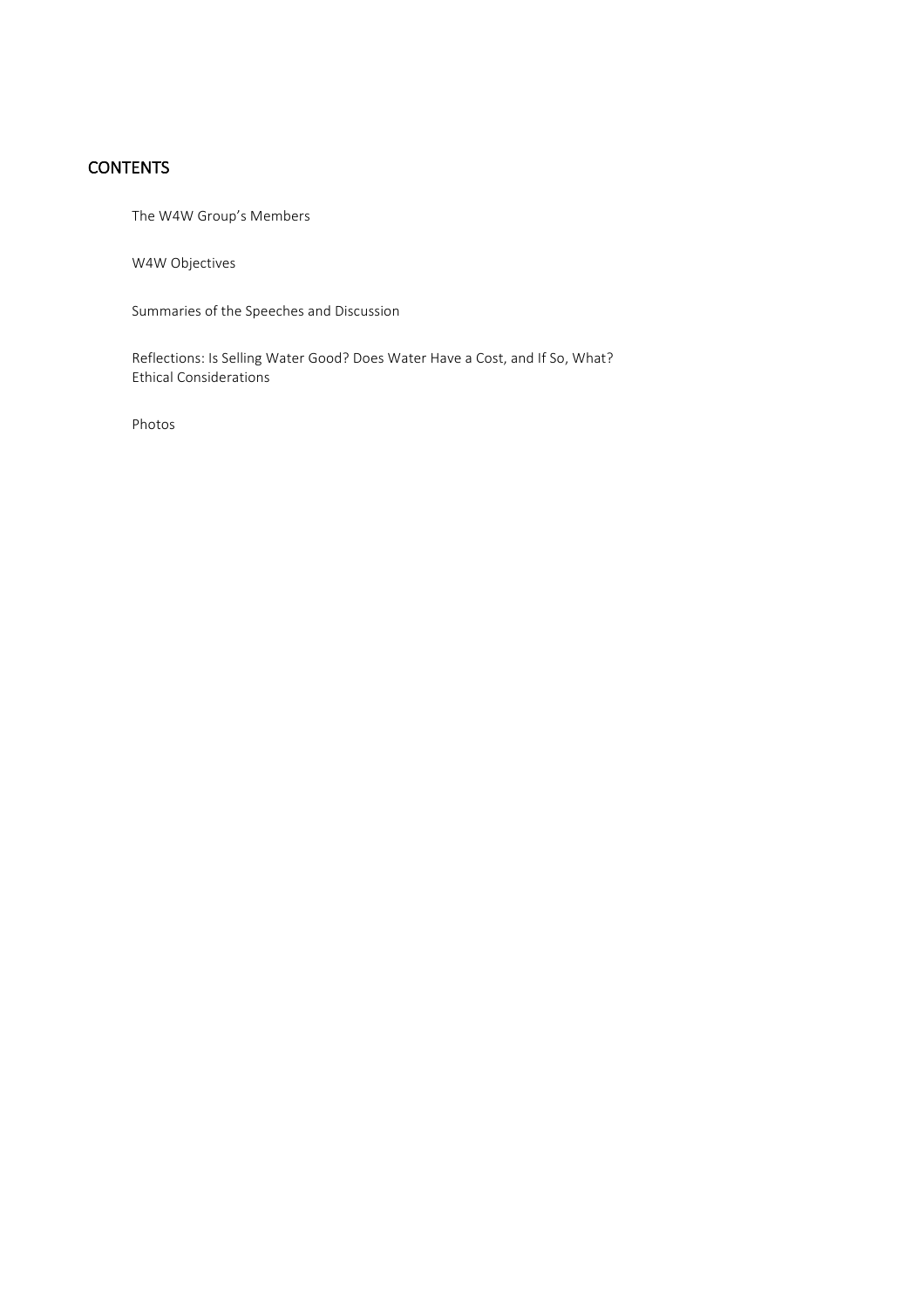## CONTENTS

The W4W Group's Members

W4W Objectives

Summaries of the Speeches and Discussion

Reflections: Is Selling Water Good? Does Water Have a Cost, and If So, What?
Ethical Considerations

Photos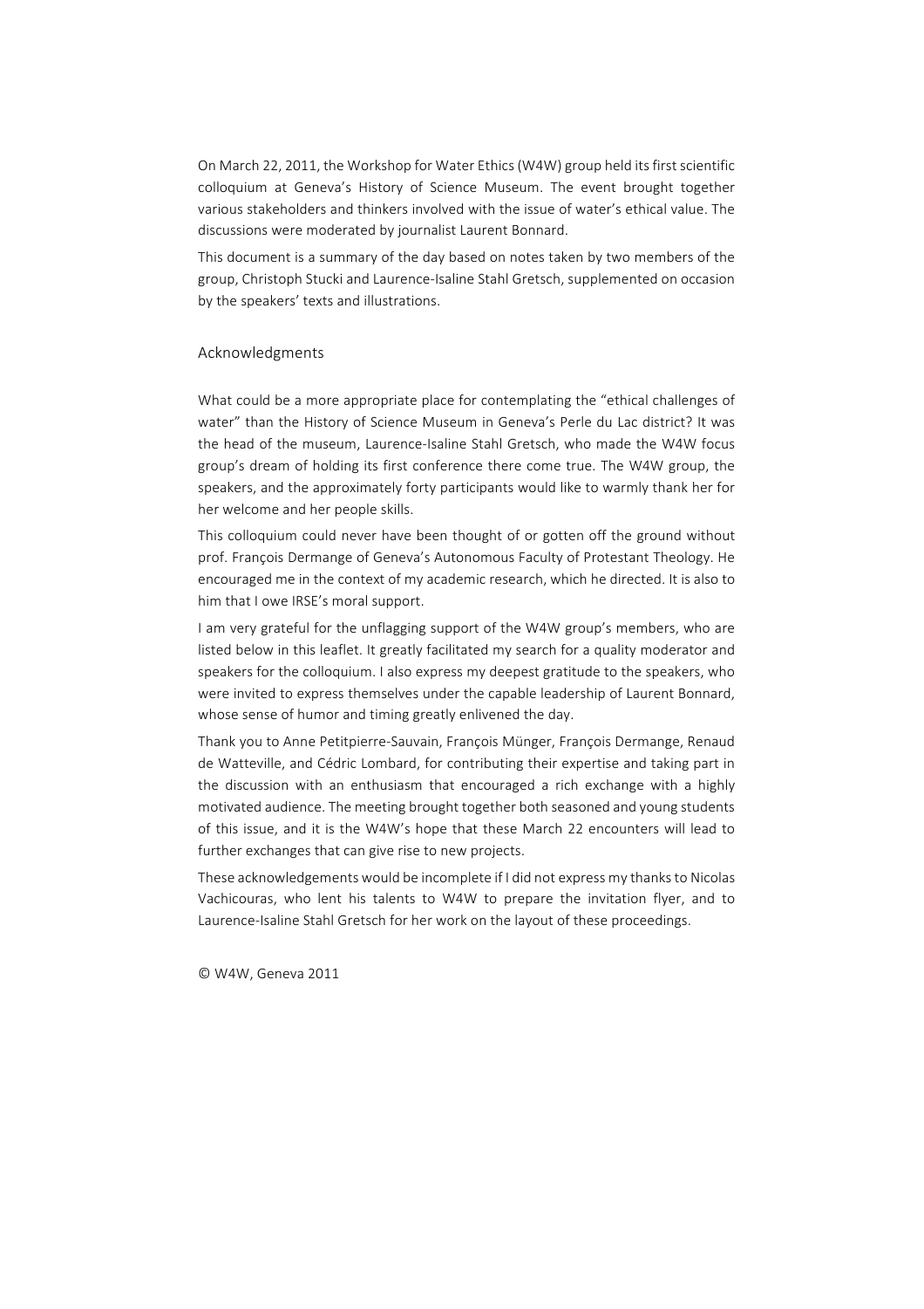On March 22, 2011, the Workshop for Water Ethics (W4W) group held its first scientific colloquium at Geneva's History of Science Museum. The event brought together various stakeholders and thinkers involved with the issue of water's ethical value. The discussions were moderated by journalist Laurent Bonnard.

This document is a summary of the day based on notes taken by two members of the group, Christoph Stucki and Laurence-Isaline Stahl Gretsch, supplemented on occasion by the speakers' texts and illustrations.

## Acknowledgments

What could be a more appropriate place for contemplating the "ethical challenges of water" than the History of Science Museum in Geneva's Perle du Lac district? It was the head of the museum, Laurence-Isaline Stahl Gretsch, who made the W4W focus group's dream of holding its first conference there come true. The W4W group, the speakers, and the approximately forty participants would like to warmly thank her for her welcome and her people skills.

This colloquium could never have been thought of or gotten off the ground without prof. François Dermange of Geneva's Autonomous Faculty of Protestant Theology. He encouraged me in the context of my academic research, which he directed. It is also to him that I owe IRSE's moral support.

I am very grateful for the unflagging support of the W4W group's members, who are listed below in this leaflet. It greatly facilitated my search for a quality moderator and speakers for the colloquium. I also express my deepest gratitude to the speakers, who were invited to express themselves under the capable leadership of Laurent Bonnard, whose sense of humor and timing greatly enlivened the day.

Thank you to Anne Petitpierre-Sauvain, François Münger, François Dermange, Renaud de Watteville, and Cédric Lombard, for contributing their expertise and taking part in the discussion with an enthusiasm that encouraged a rich exchange with a highly motivated audience. The meeting brought together both seasoned and young students of this issue, and it is the W4W's hope that these March 22 encounters will lead to further exchanges that can give rise to new projects.

These acknowledgements would be incomplete if I did not express my thanks to Nicolas Vachicouras, who lent his talents to W4W to prepare the invitation flyer, and to Laurence-Isaline Stahl Gretsch for her work on the layout of these proceedings.

© W4W, Geneva 2011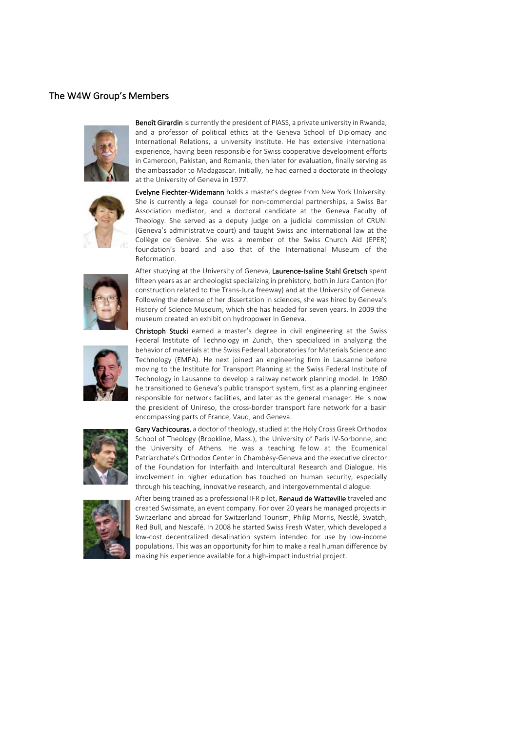## The W4W Group's Members

**Benoît Girardin** is currently the president of PIASS, a private university in Rwanda, and a professor of political ethics at the Geneva School of Diplomacy and International Relations, a university institute. He has extensive international experience, having been responsible for Swiss cooperative development efforts in Cameroon, Pakistan, and Romania, then later for evaluation, finally serving as the ambassador to Madagascar. Initially, he had earned a doctorate in theology at the University of Geneva in 1977.

**Evelyne Fiechter-Widemann** holds a master's degree from New York University. She is currently a legal counsel for non-commercial partnerships, a Swiss Bar Association mediator, and a doctoral candidate at the Geneva Faculty of Theology. She served as a deputy judge on a judicial commission of CRUNI (Geneva's administrative court) and taught Swiss and international law at the Collège de Genève. She was a member of the Swiss Church Aid (EPER) foundation's board and also that of the International Museum of the Reformation.

After studying at the University of Geneva, **Laurence-Isaline Stahl Gretsch** spent fifteen years as an archeologist specializing in prehistory, both in Jura Canton (for construction related to the Trans-Jura freeway) and at the University of Geneva. Following the defense of her dissertation in sciences, she was hired by Geneva's History of Science Museum, which she has headed for seven years. In 2009 the museum created an exhibit on hydropower in Geneva.

**Christoph Stucki** earned a master's degree in civil engineering at the Swiss Federal Institute of Technology in Zurich, then specialized in analyzing the behavior of materials at the Swiss Federal Laboratories for Materials Science and Technology (EMPA). He next joined an engineering firm in Lausanne before moving to the Institute for Transport Planning at the Swiss Federal Institute of Technology in Lausanne to develop a railway network planning model. In 1980 he transitioned to Geneva's public transport system, first as a planning engineer responsible for network facilities, and later as the general manager. He is now the president of Unireso, the cross-border transport fare network for a basin encompassing parts of France, Vaud, and Geneva.

**Gary Vachicouras**, a doctor of theology, studied at the Holy Cross Greek Orthodox School of Theology (Brookline, Mass.), the University of Paris IV-Sorbonne, and the University of Athens. He was a teaching fellow at the Ecumenical Patriarchate's Orthodox Center in Chambésy-Geneva and the executive director of the Foundation for Interfaith and Intercultural Research and Dialogue. His involvement in higher education has touched on human security, especially through his teaching, innovative research, and intergovernmental dialogue.

After being trained as a professional IFR pilot, **Renaud de Watteville** traveled and created Swissmate, an event company. For over 20 years he managed projects in Switzerland and abroad for Switzerland Tourism, Philip Morris, Nestlé, Swatch, Red Bull, and Nescafé. In 2008 he started Swiss Fresh Water, which developed a low-cost decentralized desalination system intended for use by low-income populations. This was an opportunity for him to make a real human difference by making his experience available for a high-impact industrial project.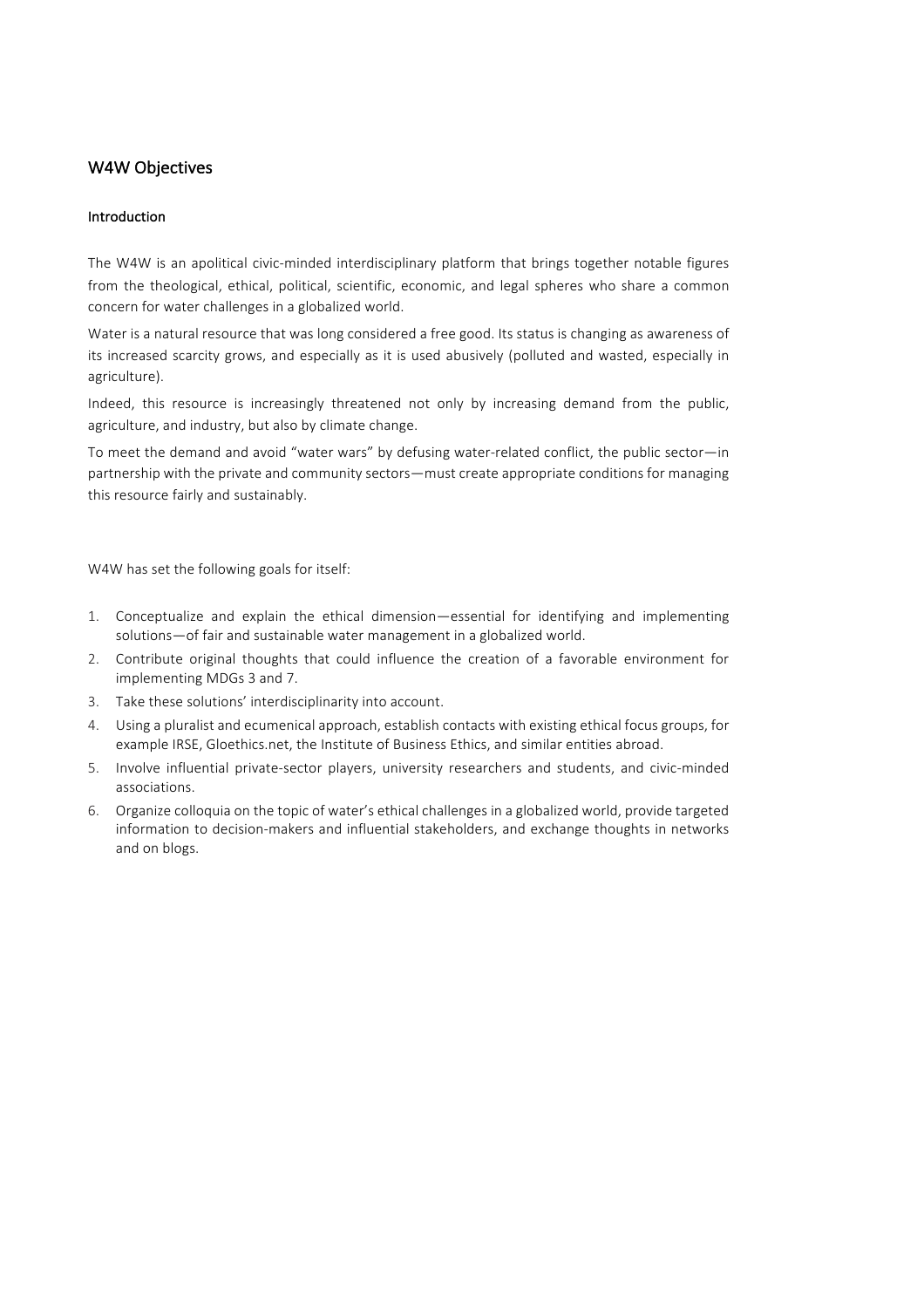## W4W Objectives

### Introduction

The W4W is an apolitical civic-minded interdisciplinary platform that brings together notable figures from the theological, ethical, political, scientific, economic, and legal spheres who share a common concern for water challenges in a globalized world.

Water is a natural resource that was long considered a free good. Its status is changing as awareness of its increased scarcity grows, and especially as it is used abusively (polluted and wasted, especially in agriculture).

Indeed, this resource is increasingly threatened not only by increasing demand from the public, agriculture, and industry, but also by climate change.

To meet the demand and avoid "water wars" by defusing water-related conflict, the public sector—in partnership with the private and community sectors—must create appropriate conditions for managing this resource fairly and sustainably.

W4W has set the following goals for itself:

1. Conceptualize and explain the ethical dimension—essential for identifying and implementing solutions—of fair and sustainable water management in a globalized world.
2. Contribute original thoughts that could influence the creation of a favorable environment for implementing MDGs 3 and 7.
3. Take these solutions' interdisciplinarity into account.
4. Using a pluralist and ecumenical approach, establish contacts with existing ethical focus groups, for example IRSE, Gloethics.net, the Institute of Business Ethics, and similar entities abroad.
5. Involve influential private-sector players, university researchers and students, and civic-minded associations.
6. Organize colloquia on the topic of water's ethical challenges in a globalized world, provide targeted information to decision-makers and influential stakeholders, and exchange thoughts in networks and on blogs.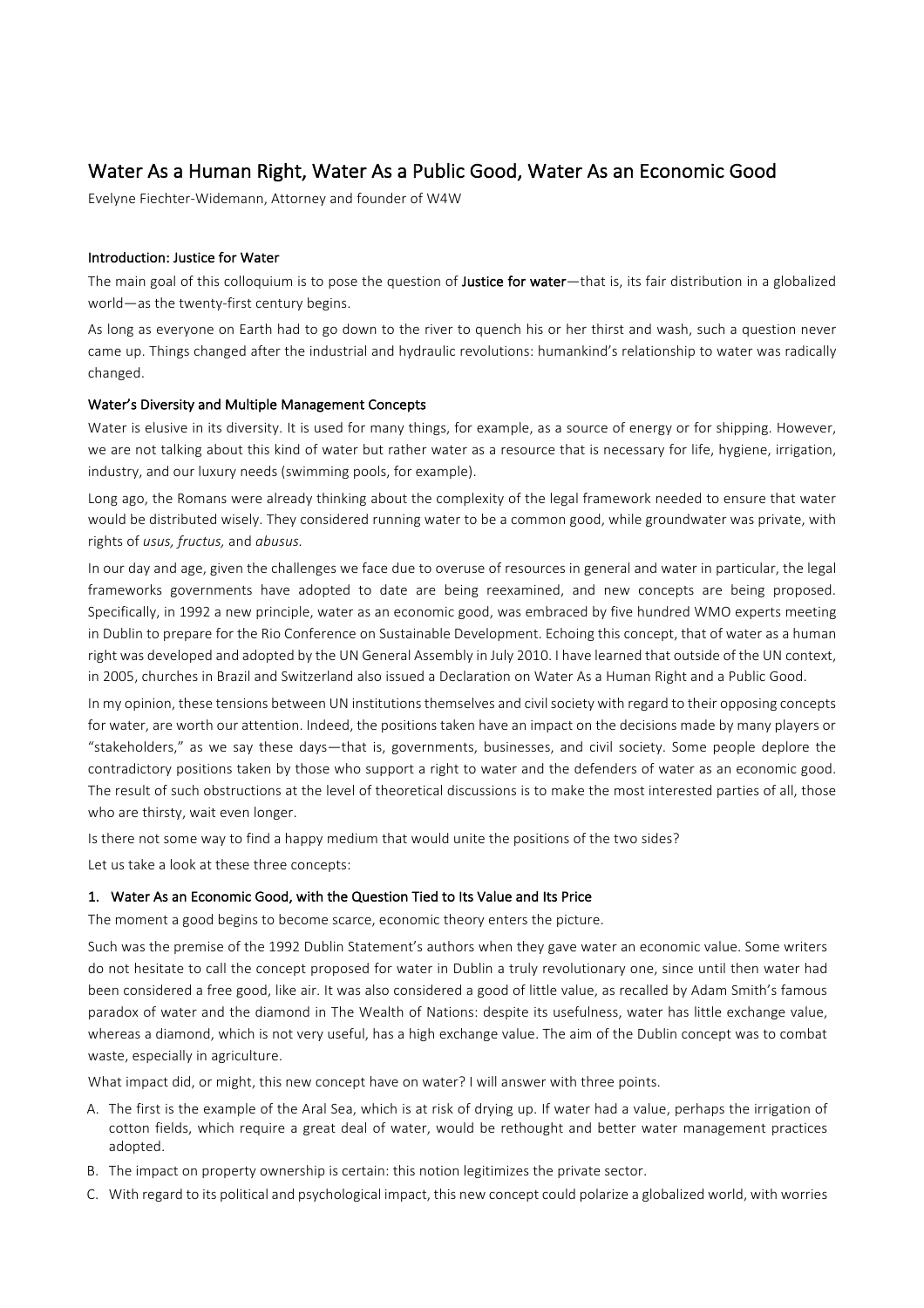## Water As a Human Right, Water As a Public Good, Water As an Economic Good

Evelyne Fiechter-Widemann, Attorney and founder of W4W

### Introduction: Justice for Water

The main goal of this colloquium is to pose the question of **Justice for water**—that is, its fair distribution in a globalized world—as the twenty-first century begins.

As long as everyone on Earth had to go down to the river to quench his or her thirst and wash, such a question never came up. Things changed after the industrial and hydraulic revolutions: humankind's relationship to water was radically changed.

### Water's Diversity and Multiple Management Concepts

Water is elusive in its diversity. It is used for many things, for example, as a source of energy or for shipping. However, we are not talking about this kind of water but rather water as a resource that is necessary for life, hygiene, irrigation, industry, and our luxury needs (swimming pools, for example).

Long ago, the Romans were already thinking about the complexity of the legal framework needed to ensure that water would be distributed wisely. They considered running water to be a common good, while groundwater was private, with rights of *usus, fructus,* and *abusus.*

In our day and age, given the challenges we face due to overuse of resources in general and water in particular, the legal frameworks governments have adopted to date are being reexamined, and new concepts are being proposed. Specifically, in 1992 a new principle, water as an economic good, was embraced by five hundred WMO experts meeting in Dublin to prepare for the Rio Conference on Sustainable Development. Echoing this concept, that of water as a human right was developed and adopted by the UN General Assembly in July 2010. I have learned that outside of the UN context, in 2005, churches in Brazil and Switzerland also issued a Declaration on Water As a Human Right and a Public Good.

In my opinion, these tensions between UN institutions themselves and civil society with regard to their opposing concepts for water, are worth our attention. Indeed, the positions taken have an impact on the decisions made by many players or "stakeholders," as we say these days—that is, governments, businesses, and civil society. Some people deplore the contradictory positions taken by those who support a right to water and the defenders of water as an economic good. The result of such obstructions at the level of theoretical discussions is to make the most interested parties of all, those who are thirsty, wait even longer.

Is there not some way to find a happy medium that would unite the positions of the two sides?

Let us take a look at these three concepts:

### 1. Water As an Economic Good, with the Question Tied to Its Value and Its Price

The moment a good begins to become scarce, economic theory enters the picture.

Such was the premise of the 1992 Dublin Statement's authors when they gave water an economic value. Some writers do not hesitate to call the concept proposed for water in Dublin a truly revolutionary one, since until then water had been considered a free good, like air. It was also considered a good of little value, as recalled by Adam Smith's famous paradox of water and the diamond in The Wealth of Nations: despite its usefulness, water has little exchange value, whereas a diamond, which is not very useful, has a high exchange value. The aim of the Dublin concept was to combat waste, especially in agriculture.

What impact did, or might, this new concept have on water? I will answer with three points.

A. The first is the example of the Aral Sea, which is at risk of drying up. If water had a value, perhaps the irrigation of cotton fields, which require a great deal of water, would be rethought and better water management practices adopted.

B. The impact on property ownership is certain: this notion legitimizes the private sector.

C. With regard to its political and psychological impact, this new concept could polarize a globalized world, with worries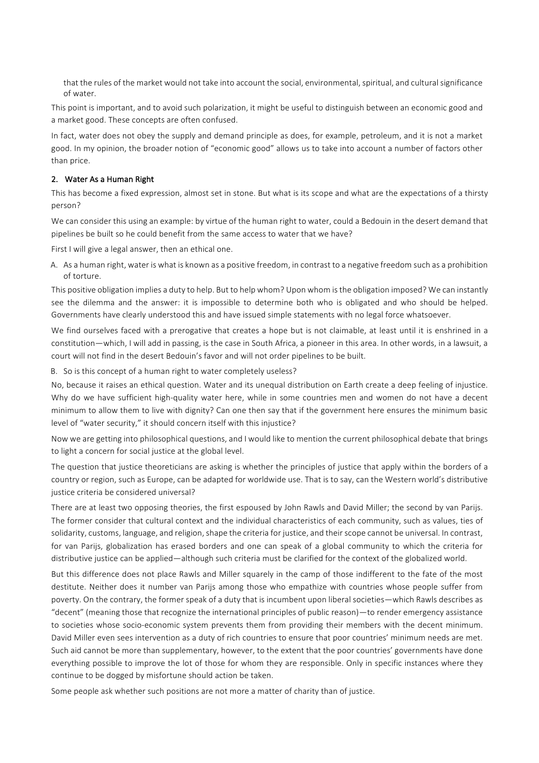that the rules of the market would not take into account the social, environmental, spiritual, and cultural significance of water.

This point is important, and to avoid such polarization, it might be useful to distinguish between an economic good and a market good. These concepts are often confused.

In fact, water does not obey the supply and demand principle as does, for example, petroleum, and it is not a market good. In my opinion, the broader notion of "economic good" allows us to take into account a number of factors other than price.

## 2. Water As a Human Right

This has become a fixed expression, almost set in stone. But what is its scope and what are the expectations of a thirsty person?

We can consider this using an example: by virtue of the human right to water, could a Bedouin in the desert demand that pipelines be built so he could benefit from the same access to water that we have?

First I will give a legal answer, then an ethical one.

A. As a human right, water is what is known as a positive freedom, in contrast to a negative freedom such as a prohibition of torture.

This positive obligation implies a duty to help. But to help whom? Upon whom is the obligation imposed? We can instantly see the dilemma and the answer: it is impossible to determine both who is obligated and who should be helped. Governments have clearly understood this and have issued simple statements with no legal force whatsoever.

We find ourselves faced with a prerogative that creates a hope but is not claimable, at least until it is enshrined in a constitution—which, I will add in passing, is the case in South Africa, a pioneer in this area. In other words, in a lawsuit, a court will not find in the desert Bedouin's favor and will not order pipelines to be built.

B. So is this concept of a human right to water completely useless?

No, because it raises an ethical question. Water and its unequal distribution on Earth create a deep feeling of injustice. Why do we have sufficient high-quality water here, while in some countries men and women do not have a decent minimum to allow them to live with dignity? Can one then say that if the government here ensures the minimum basic level of "water security," it should concern itself with this injustice?

Now we are getting into philosophical questions, and I would like to mention the current philosophical debate that brings to light a concern for social justice at the global level.

The question that justice theoreticians are asking is whether the principles of justice that apply within the borders of a country or region, such as Europe, can be adapted for worldwide use. That is to say, can the Western world's distributive justice criteria be considered universal?

There are at least two opposing theories, the first espoused by John Rawls and David Miller; the second by van Parijs. The former consider that cultural context and the individual characteristics of each community, such as values, ties of solidarity, customs, language, and religion, shape the criteria for justice, and their scope cannot be universal. In contrast, for van Parijs, globalization has erased borders and one can speak of a global community to which the criteria for distributive justice can be applied—although such criteria must be clarified for the context of the globalized world.

But this difference does not place Rawls and Miller squarely in the camp of those indifferent to the fate of the most destitute. Neither does it number van Parijs among those who empathize with countries whose people suffer from poverty. On the contrary, the former speak of a duty that is incumbent upon liberal societies—which Rawls describes as "decent" (meaning those that recognize the international principles of public reason)—to render emergency assistance to societies whose socio-economic system prevents them from providing their members with the decent minimum. David Miller even sees intervention as a duty of rich countries to ensure that poor countries' minimum needs are met. Such aid cannot be more than supplementary, however, to the extent that the poor countries' governments have done everything possible to improve the lot of those for whom they are responsible. Only in specific instances where they continue to be dogged by misfortune should action be taken.

Some people ask whether such positions are not more a matter of charity than of justice.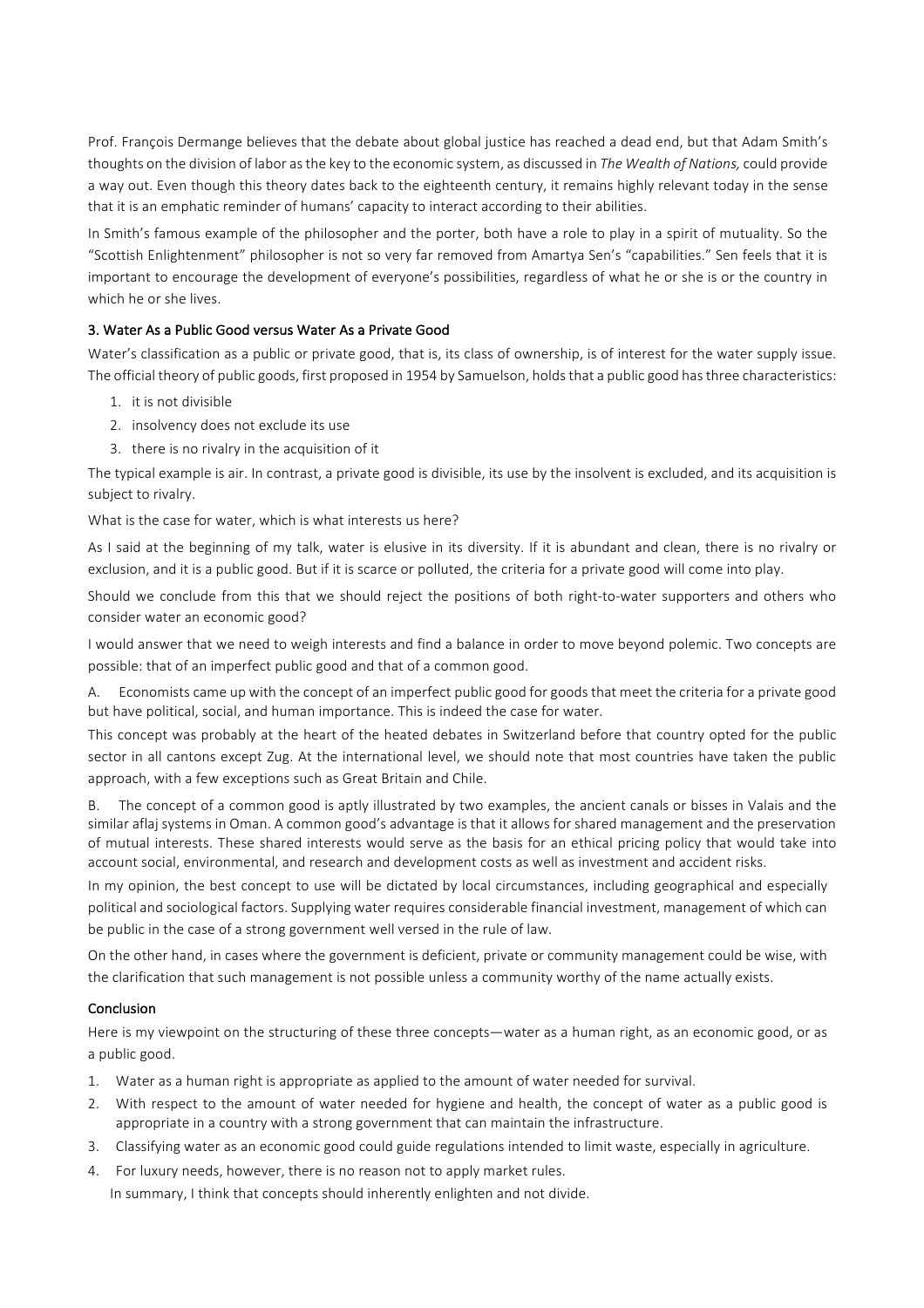Prof. François Dermange believes that the debate about global justice has reached a dead end, but that Adam Smith's thoughts on the division of labor as the key to the economic system, as discussed in *The Wealth of Nations,* could provide a way out. Even though this theory dates back to the eighteenth century, it remains highly relevant today in the sense that it is an emphatic reminder of humans' capacity to interact according to their abilities.

In Smith's famous example of the philosopher and the porter, both have a role to play in a spirit of mutuality. So the "Scottish Enlightenment" philosopher is not so very far removed from Amartya Sen's "capabilities." Sen feels that it is important to encourage the development of everyone's possibilities, regardless of what he or she is or the country in which he or she lives.

### 3. Water As a Public Good versus Water As a Private Good

Water's classification as a public or private good, that is, its class of ownership, is of interest for the water supply issue. The official theory of public goods, first proposed in 1954 by Samuelson, holds that a public good has three characteristics:

1. it is not divisible
2. insolvency does not exclude its use
3. there is no rivalry in the acquisition of it

The typical example is air. In contrast, a private good is divisible, its use by the insolvent is excluded, and its acquisition is subject to rivalry.

What is the case for water, which is what interests us here?

As I said at the beginning of my talk, water is elusive in its diversity. If it is abundant and clean, there is no rivalry or exclusion, and it is a public good. But if it is scarce or polluted, the criteria for a private good will come into play.

Should we conclude from this that we should reject the positions of both right-to-water supporters and others who consider water an economic good?

I would answer that we need to weigh interests and find a balance in order to move beyond polemic. Two concepts are possible: that of an imperfect public good and that of a common good.

A. Economists came up with the concept of an imperfect public good for goods that meet the criteria for a private good but have political, social, and human importance. This is indeed the case for water.

This concept was probably at the heart of the heated debates in Switzerland before that country opted for the public sector in all cantons except Zug. At the international level, we should note that most countries have taken the public approach, with a few exceptions such as Great Britain and Chile.

B. The concept of a common good is aptly illustrated by two examples, the ancient canals or bisses in Valais and the similar aflaj systems in Oman. A common good's advantage is that it allows for shared management and the preservation of mutual interests. These shared interests would serve as the basis for an ethical pricing policy that would take into account social, environmental, and research and development costs as well as investment and accident risks.

In my opinion, the best concept to use will be dictated by local circumstances, including geographical and especially political and sociological factors. Supplying water requires considerable financial investment, management of which can be public in the case of a strong government well versed in the rule of law.

On the other hand, in cases where the government is deficient, private or community management could be wise, with the clarification that such management is not possible unless a community worthy of the name actually exists.

### Conclusion

Here is my viewpoint on the structuring of these three concepts—water as a human right, as an economic good, or as a public good.

1. Water as a human right is appropriate as applied to the amount of water needed for survival.
2. With respect to the amount of water needed for hygiene and health, the concept of water as a public good is appropriate in a country with a strong government that can maintain the infrastructure.
3. Classifying water as an economic good could guide regulations intended to limit waste, especially in agriculture.
4. For luxury needs, however, there is no reason not to apply market rules.

In summary, I think that concepts should inherently enlighten and not divide.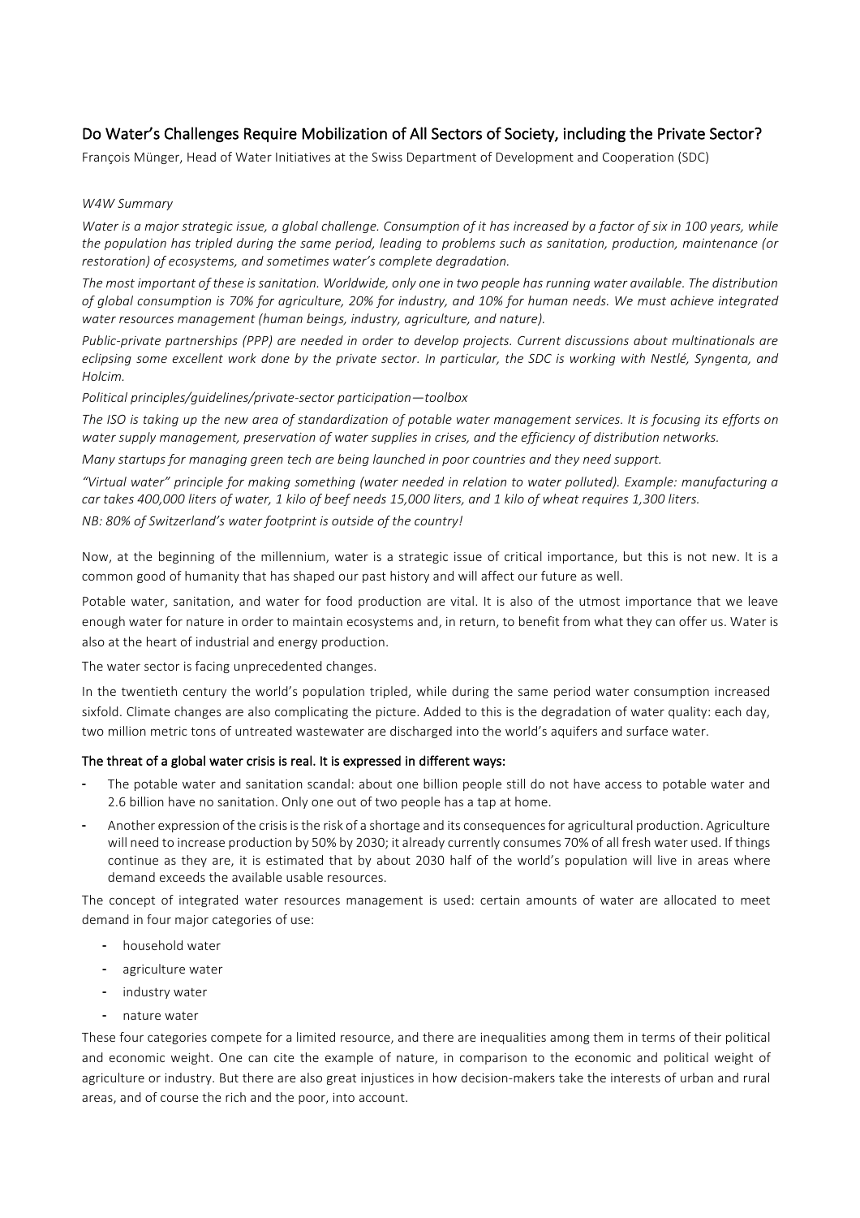## Do Water's Challenges Require Mobilization of All Sectors of Society, including the Private Sector?

François Münger, Head of Water Initiatives at the Swiss Department of Development and Cooperation (SDC)

*W4W Summary*

*Water is a major strategic issue, a global challenge. Consumption of it has increased by a factor of six in 100 years, while the population has tripled during the same period, leading to problems such as sanitation, production, maintenance (or restoration) of ecosystems, and sometimes water's complete degradation.*

*The most important of these is sanitation. Worldwide, only one in two people has running water available. The distribution of global consumption is 70% for agriculture, 20% for industry, and 10% for human needs. We must achieve integrated water resources management (human beings, industry, agriculture, and nature).*

*Public-private partnerships (PPP) are needed in order to develop projects. Current discussions about multinationals are eclipsing some excellent work done by the private sector. In particular, the SDC is working with Nestlé, Syngenta, and Holcim.*

*Political principles/guidelines/private-sector participation—toolbox*

*The ISO is taking up the new area of standardization of potable water management services. It is focusing its efforts on water supply management, preservation of water supplies in crises, and the efficiency of distribution networks.*

*Many startups for managing green tech are being launched in poor countries and they need support.*

*"Virtual water" principle for making something (water needed in relation to water polluted). Example: manufacturing a car takes 400,000 liters of water, 1 kilo of beef needs 15,000 liters, and 1 kilo of wheat requires 1,300 liters.*

*NB: 80% of Switzerland's water footprint is outside of the country!*

Now, at the beginning of the millennium, water is a strategic issue of critical importance, but this is not new. It is a common good of humanity that has shaped our past history and will affect our future as well.

Potable water, sanitation, and water for food production are vital. It is also of the utmost importance that we leave enough water for nature in order to maintain ecosystems and, in return, to benefit from what they can offer us. Water is also at the heart of industrial and energy production.

The water sector is facing unprecedented changes.

In the twentieth century the world's population tripled, while during the same period water consumption increased sixfold. Climate changes are also complicating the picture. Added to this is the degradation of water quality: each day, two million metric tons of untreated wastewater are discharged into the world's aquifers and surface water.

**The threat of a global water crisis is real. It is expressed in different ways:**

- The potable water and sanitation scandal: about one billion people still do not have access to potable water and 2.6 billion have no sanitation. Only one out of two people has a tap at home.
- Another expression of the crisis is the risk of a shortage and its consequences for agricultural production. Agriculture will need to increase production by 50% by 2030; it already currently consumes 70% of all fresh water used. If things continue as they are, it is estimated that by about 2030 half of the world's population will live in areas where demand exceeds the available usable resources.

The concept of integrated water resources management is used: certain amounts of water are allocated to meet demand in four major categories of use:

- household water
- agriculture water
- industry water
- nature water

These four categories compete for a limited resource, and there are inequalities among them in terms of their political and economic weight. One can cite the example of nature, in comparison to the economic and political weight of agriculture or industry. But there are also great injustices in how decision-makers take the interests of urban and rural areas, and of course the rich and the poor, into account.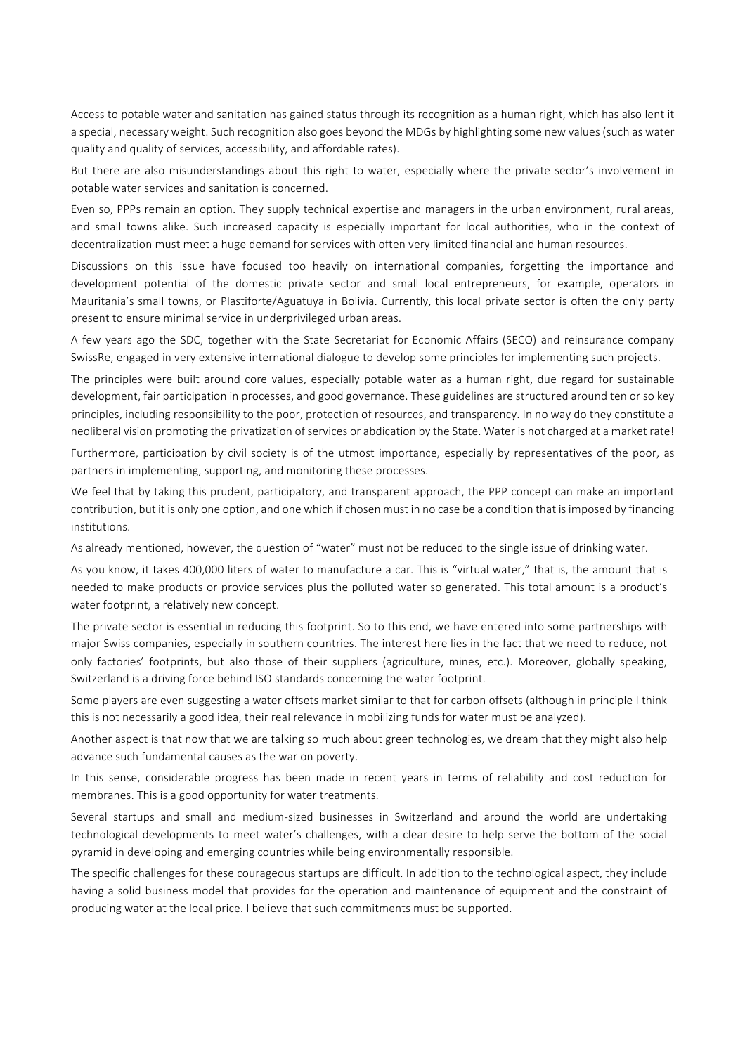Access to potable water and sanitation has gained status through its recognition as a human right, which has also lent it a special, necessary weight. Such recognition also goes beyond the MDGs by highlighting some new values (such as water quality and quality of services, accessibility, and affordable rates).

But there are also misunderstandings about this right to water, especially where the private sector's involvement in potable water services and sanitation is concerned.

Even so, PPPs remain an option. They supply technical expertise and managers in the urban environment, rural areas, and small towns alike. Such increased capacity is especially important for local authorities, who in the context of decentralization must meet a huge demand for services with often very limited financial and human resources.

Discussions on this issue have focused too heavily on international companies, forgetting the importance and development potential of the domestic private sector and small local entrepreneurs, for example, operators in Mauritania's small towns, or Plastiforte/Aguatuya in Bolivia. Currently, this local private sector is often the only party present to ensure minimal service in underprivileged urban areas.

A few years ago the SDC, together with the State Secretariat for Economic Affairs (SECO) and reinsurance company SwissRe, engaged in very extensive international dialogue to develop some principles for implementing such projects.

The principles were built around core values, especially potable water as a human right, due regard for sustainable development, fair participation in processes, and good governance. These guidelines are structured around ten or so key principles, including responsibility to the poor, protection of resources, and transparency. In no way do they constitute a neoliberal vision promoting the privatization of services or abdication by the State. Water is not charged at a market rate!

Furthermore, participation by civil society is of the utmost importance, especially by representatives of the poor, as partners in implementing, supporting, and monitoring these processes.

We feel that by taking this prudent, participatory, and transparent approach, the PPP concept can make an important contribution, but it is only one option, and one which if chosen must in no case be a condition that is imposed by financing institutions.

As already mentioned, however, the question of "water" must not be reduced to the single issue of drinking water.

As you know, it takes 400,000 liters of water to manufacture a car. This is "virtual water," that is, the amount that is needed to make products or provide services plus the polluted water so generated. This total amount is a product's water footprint, a relatively new concept.

The private sector is essential in reducing this footprint. So to this end, we have entered into some partnerships with major Swiss companies, especially in southern countries. The interest here lies in the fact that we need to reduce, not only factories' footprints, but also those of their suppliers (agriculture, mines, etc.). Moreover, globally speaking, Switzerland is a driving force behind ISO standards concerning the water footprint.

Some players are even suggesting a water offsets market similar to that for carbon offsets (although in principle I think this is not necessarily a good idea, their real relevance in mobilizing funds for water must be analyzed).

Another aspect is that now that we are talking so much about green technologies, we dream that they might also help advance such fundamental causes as the war on poverty.

In this sense, considerable progress has been made in recent years in terms of reliability and cost reduction for membranes. This is a good opportunity for water treatments.

Several startups and small and medium-sized businesses in Switzerland and around the world are undertaking technological developments to meet water's challenges, with a clear desire to help serve the bottom of the social pyramid in developing and emerging countries while being environmentally responsible.

The specific challenges for these courageous startups are difficult. In addition to the technological aspect, they include having a solid business model that provides for the operation and maintenance of equipment and the constraint of producing water at the local price. I believe that such commitments must be supported.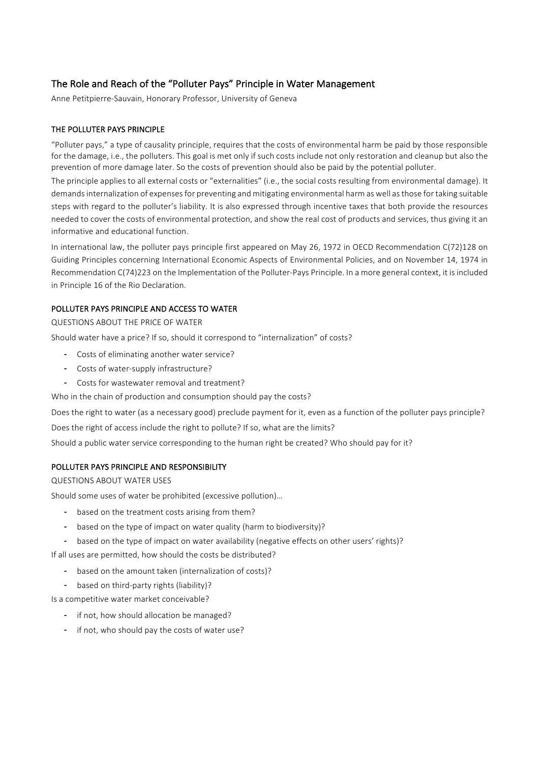## The Role and Reach of the "Polluter Pays" Principle in Water Management

Anne Petitpierre-Sauvain, Honorary Professor, University of Geneva

### THE POLLUTER PAYS PRINCIPLE

"Polluter pays," a type of causality principle, requires that the costs of environmental harm be paid by those responsible for the damage, i.e., the polluters. This goal is met only if such costs include not only restoration and cleanup but also the prevention of more damage later. So the costs of prevention should also be paid by the potential polluter.

The principle applies to all external costs or "externalities" (i.e., the social costs resulting from environmental damage). It demands internalization of expenses for preventing and mitigating environmental harm as well as those for taking suitable steps with regard to the polluter's liability. It is also expressed through incentive taxes that both provide the resources needed to cover the costs of environmental protection, and show the real cost of products and services, thus giving it an informative and educational function.

In international law, the polluter pays principle first appeared on May 26, 1972 in OECD Recommendation C(72)128 on Guiding Principles concerning International Economic Aspects of Environmental Policies, and on November 14, 1974 in Recommendation C(74)223 on the Implementation of the Polluter-Pays Principle. In a more general context, it is included in Principle 16 of the Rio Declaration.

### POLLUTER PAYS PRINCIPLE AND ACCESS TO WATER

QUESTIONS ABOUT THE PRICE OF WATER

Should water have a price? If so, should it correspond to "internalization" of costs?

- Costs of eliminating another water service?
- Costs of water-supply infrastructure?
- Costs for wastewater removal and treatment?

Who in the chain of production and consumption should pay the costs?

Does the right to water (as a necessary good) preclude payment for it, even as a function of the polluter pays principle?

Does the right of access include the right to pollute? If so, what are the limits?

Should a public water service corresponding to the human right be created? Who should pay for it?

### POLLUTER PAYS PRINCIPLE AND RESPONSIBILITY

QUESTIONS ABOUT WATER USES

Should some uses of water be prohibited (excessive pollution)…

- based on the treatment costs arising from them?
- based on the type of impact on water quality (harm to biodiversity)?
- based on the type of impact on water availability (negative effects on other users' rights)?

If all uses are permitted, how should the costs be distributed?

- based on the amount taken (internalization of costs)?
- based on third-party rights (liability)?

Is a competitive water market conceivable?

- if not, how should allocation be managed?
- if not, who should pay the costs of water use?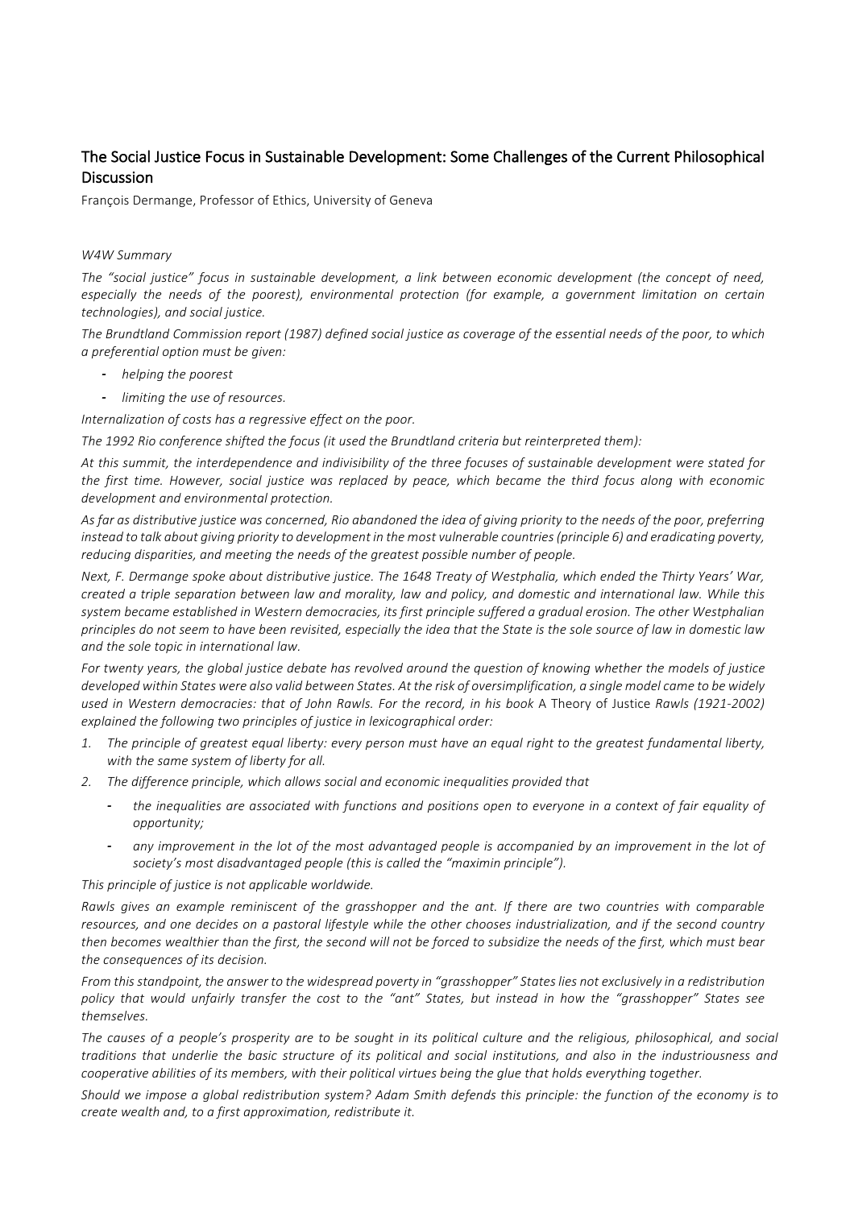## The Social Justice Focus in Sustainable Development: Some Challenges of the Current Philosophical Discussion

François Dermange, Professor of Ethics, University of Geneva

*W4W Summary*

*The "social justice" focus in sustainable development, a link between economic development (the concept of need, especially the needs of the poorest), environmental protection (for example, a government limitation on certain technologies), and social justice.*

*The Brundtland Commission report (1987) defined social justice as coverage of the essential needs of the poor, to which a preferential option must be given:*

- *helping the poorest*
- *limiting the use of resources.*

*Internalization of costs has a regressive effect on the poor.*

*The 1992 Rio conference shifted the focus (it used the Brundtland criteria but reinterpreted them):*

*At this summit, the interdependence and indivisibility of the three focuses of sustainable development were stated for the first time. However, social justice was replaced by peace, which became the third focus along with economic development and environmental protection.*

*As far as distributive justice was concerned, Rio abandoned the idea of giving priority to the needs of the poor, preferring instead to talk about giving priority to development in the most vulnerable countries (principle 6) and eradicating poverty, reducing disparities, and meeting the needs of the greatest possible number of people.*

*Next, F. Dermange spoke about distributive justice. The 1648 Treaty of Westphalia, which ended the Thirty Years' War, created a triple separation between law and morality, law and policy, and domestic and international law. While this system became established in Western democracies, its first principle suffered a gradual erosion. The other Westphalian principles do not seem to have been revisited, especially the idea that the State is the sole source of law in domestic law and the sole topic in international law.*

*For twenty years, the global justice debate has revolved around the question of knowing whether the models of justice developed within States were also valid between States. At the risk of oversimplification, a single model came to be widely used in Western democracies: that of John Rawls. For the record, in his book* A Theory of Justice *Rawls (1921-2002) explained the following two principles of justice in lexicographical order:*

1. *The principle of greatest equal liberty: every person must have an equal right to the greatest fundamental liberty, with the same system of liberty for all.*
2. *The difference principle, which allows social and economic inequalities provided that*
   - *the inequalities are associated with functions and positions open to everyone in a context of fair equality of opportunity;*
   - *any improvement in the lot of the most advantaged people is accompanied by an improvement in the lot of society's most disadvantaged people (this is called the "maximin principle").*

*This principle of justice is not applicable worldwide.*

*Rawls gives an example reminiscent of the grasshopper and the ant. If there are two countries with comparable resources, and one decides on a pastoral lifestyle while the other chooses industrialization, and if the second country then becomes wealthier than the first, the second will not be forced to subsidize the needs of the first, which must bear the consequences of its decision.*

*From this standpoint, the answer to the widespread poverty in "grasshopper" States lies not exclusively in a redistribution policy that would unfairly transfer the cost to the "ant" States, but instead in how the "grasshopper" States see themselves.*

*The causes of a people's prosperity are to be sought in its political culture and the religious, philosophical, and social traditions that underlie the basic structure of its political and social institutions, and also in the industriousness and cooperative abilities of its members, with their political virtues being the glue that holds everything together.*

*Should we impose a global redistribution system? Adam Smith defends this principle: the function of the economy is to create wealth and, to a first approximation, redistribute it.*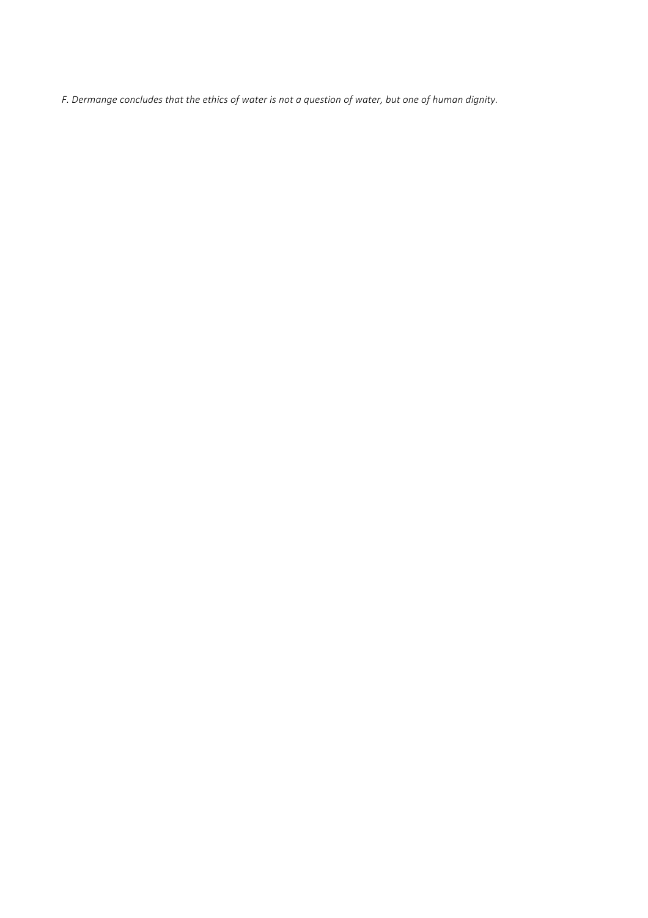*F. Dermange concludes that the ethics of water is not a question of water, but one of human dignity.*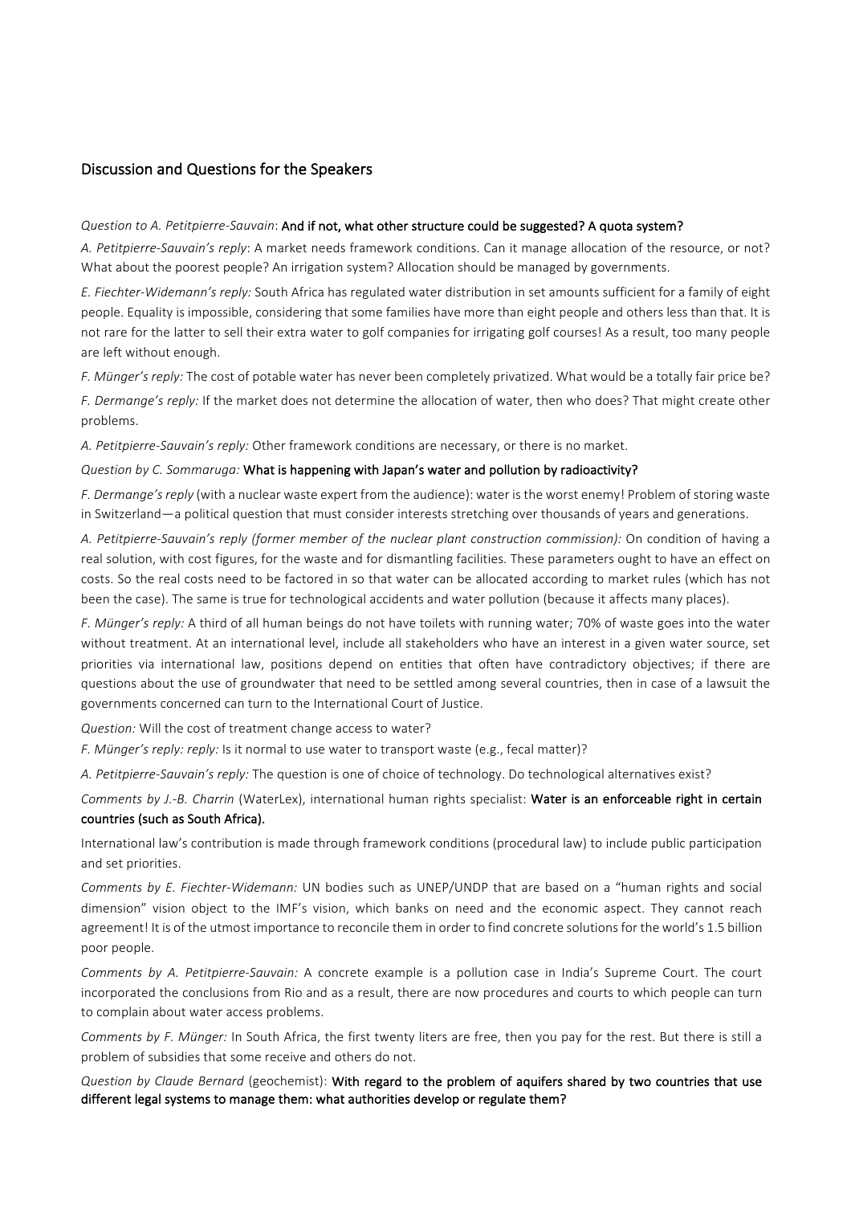## Discussion and Questions for the Speakers

*Question to A. Petitpierre-Sauvain*: **And if not, what other structure could be suggested? A quota system?**

*A. Petitpierre-Sauvain's reply*: A market needs framework conditions. Can it manage allocation of the resource, or not? What about the poorest people? An irrigation system? Allocation should be managed by governments.

*E. Fiechter-Widemann's reply:* South Africa has regulated water distribution in set amounts sufficient for a family of eight people. Equality is impossible, considering that some families have more than eight people and others less than that. It is not rare for the latter to sell their extra water to golf companies for irrigating golf courses! As a result, too many people are left without enough.

*F. Münger's reply:* The cost of potable water has never been completely privatized. What would be a totally fair price be?

*F. Dermange's reply:* If the market does not determine the allocation of water, then who does? That might create other problems.

*A. Petitpierre-Sauvain's reply:* Other framework conditions are necessary, or there is no market.

*Question by C. Sommaruga:* **What is happening with Japan's water and pollution by radioactivity?**

*F. Dermange's reply* (with a nuclear waste expert from the audience): water is the worst enemy! Problem of storing waste in Switzerland—a political question that must consider interests stretching over thousands of years and generations.

*A. Petitpierre-Sauvain's reply (former member of the nuclear plant construction commission):* On condition of having a real solution, with cost figures, for the waste and for dismantling facilities. These parameters ought to have an effect on costs. So the real costs need to be factored in so that water can be allocated according to market rules (which has not been the case). The same is true for technological accidents and water pollution (because it affects many places).

*F. Münger's reply:* A third of all human beings do not have toilets with running water; 70% of waste goes into the water without treatment. At an international level, include all stakeholders who have an interest in a given water source, set priorities via international law, positions depend on entities that often have contradictory objectives; if there are questions about the use of groundwater that need to be settled among several countries, then in case of a lawsuit the governments concerned can turn to the International Court of Justice.

*Question:* Will the cost of treatment change access to water?

*F. Münger's reply: reply:* Is it normal to use water to transport waste (e.g., fecal matter)?

*A. Petitpierre-Sauvain's reply:* The question is one of choice of technology. Do technological alternatives exist?

*Comments by J.-B. Charrin* (WaterLex), international human rights specialist: **Water is an enforceable right in certain countries (such as South Africa).**

International law's contribution is made through framework conditions (procedural law) to include public participation and set priorities.

*Comments by E. Fiechter-Widemann:* UN bodies such as UNEP/UNDP that are based on a "human rights and social dimension" vision object to the IMF's vision, which banks on need and the economic aspect. They cannot reach agreement! It is of the utmost importance to reconcile them in order to find concrete solutions for the world's 1.5 billion poor people.

*Comments by A. Petitpierre-Sauvain:* A concrete example is a pollution case in India's Supreme Court. The court incorporated the conclusions from Rio and as a result, there are now procedures and courts to which people can turn to complain about water access problems.

*Comments by F. Münger:* In South Africa, the first twenty liters are free, then you pay for the rest. But there is still a problem of subsidies that some receive and others do not.

*Question by Claude Bernard* (geochemist): **With regard to the problem of aquifers shared by two countries that use different legal systems to manage them: what authorities develop or regulate them?**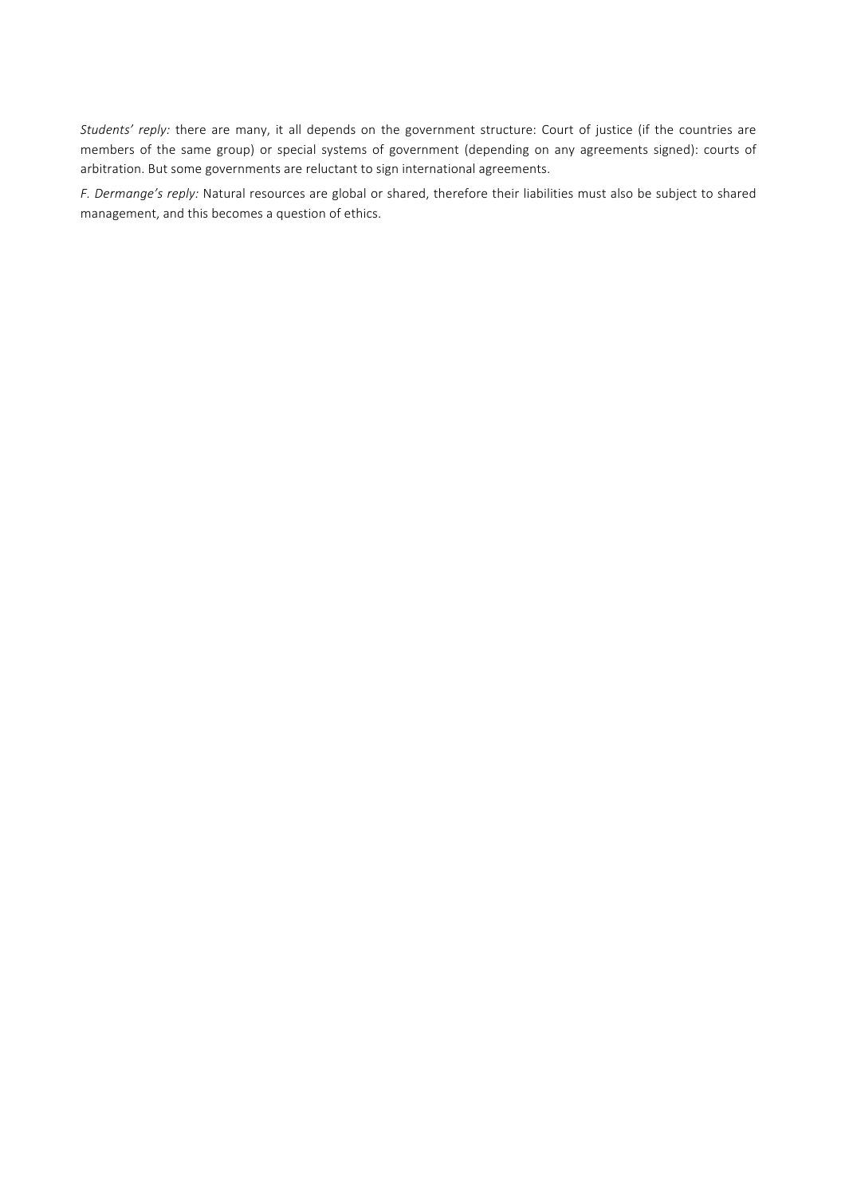*Students' reply:* there are many, it all depends on the government structure: Court of justice (if the countries are members of the same group) or special systems of government (depending on any agreements signed): courts of arbitration. But some governments are reluctant to sign international agreements.

*F. Dermange's reply:* Natural resources are global or shared, therefore their liabilities must also be subject to shared management, and this becomes a question of ethics.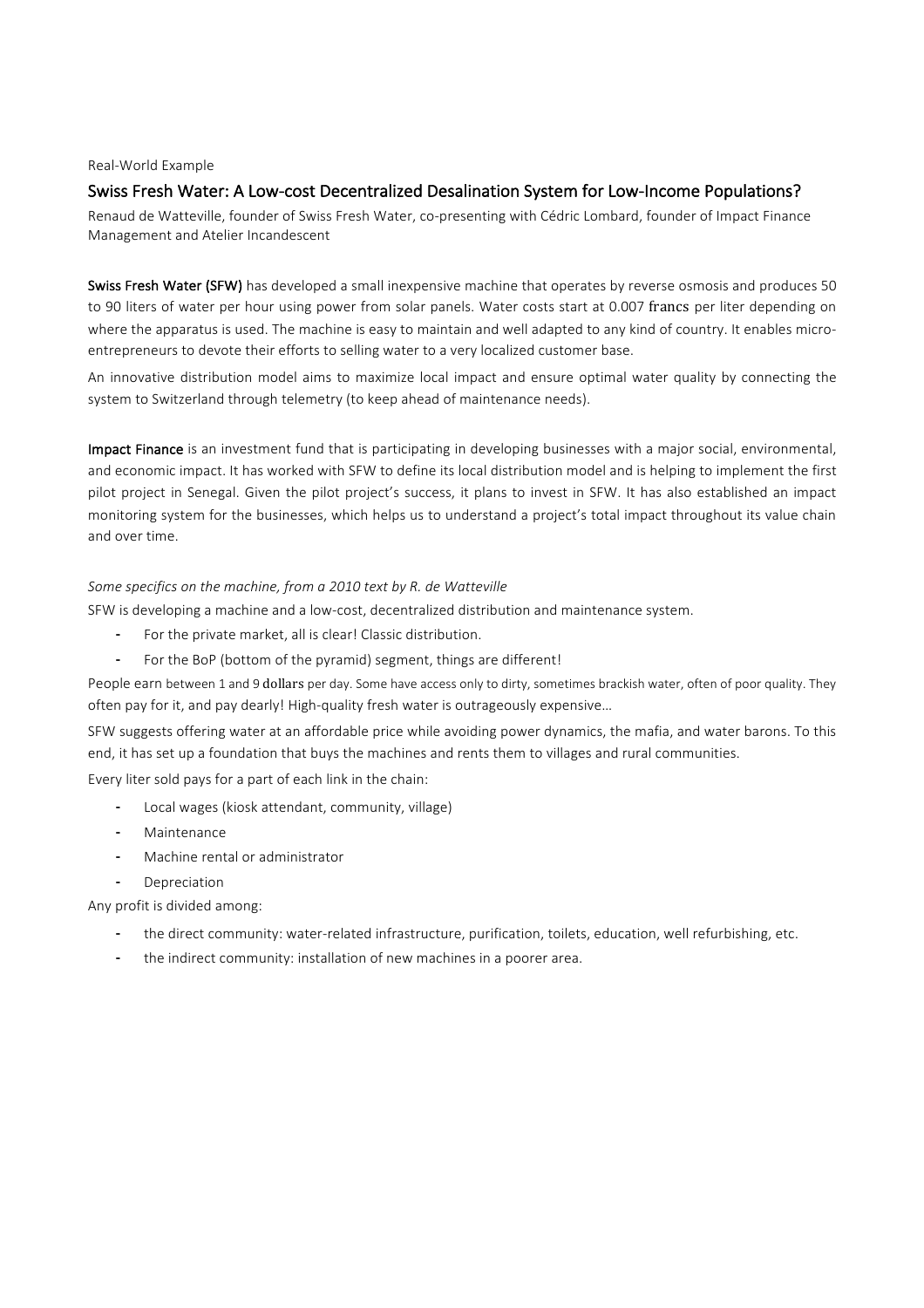Real-World Example

## Swiss Fresh Water: A Low-cost Decentralized Desalination System for Low-Income Populations?

Renaud de Watteville, founder of Swiss Fresh Water, co-presenting with Cédric Lombard, founder of Impact Finance Management and Atelier Incandescent

**Swiss Fresh Water (SFW)** has developed a small inexpensive machine that operates by reverse osmosis and produces 50 to 90 liters of water per hour using power from solar panels. Water costs start at 0.007 francs per liter depending on where the apparatus is used. The machine is easy to maintain and well adapted to any kind of country. It enables micro-entrepreneurs to devote their efforts to selling water to a very localized customer base.

An innovative distribution model aims to maximize local impact and ensure optimal water quality by connecting the system to Switzerland through telemetry (to keep ahead of maintenance needs).

**Impact Finance** is an investment fund that is participating in developing businesses with a major social, environmental, and economic impact. It has worked with SFW to define its local distribution model and is helping to implement the first pilot project in Senegal. Given the pilot project's success, it plans to invest in SFW. It has also established an impact monitoring system for the businesses, which helps us to understand a project's total impact throughout its value chain and over time.

*Some specifics on the machine, from a 2010 text by R. de Watteville*

SFW is developing a machine and a low-cost, decentralized distribution and maintenance system.

- For the private market, all is clear! Classic distribution.
- For the BoP (bottom of the pyramid) segment, things are different!

People earn between 1 and 9 dollars per day. Some have access only to dirty, sometimes brackish water, often of poor quality. They often pay for it, and pay dearly! High-quality fresh water is outrageously expensive…

SFW suggests offering water at an affordable price while avoiding power dynamics, the mafia, and water barons. To this end, it has set up a foundation that buys the machines and rents them to villages and rural communities.

Every liter sold pays for a part of each link in the chain:

- Local wages (kiosk attendant, community, village)
- Maintenance
- Machine rental or administrator
- Depreciation

Any profit is divided among:

- the direct community: water-related infrastructure, purification, toilets, education, well refurbishing, etc.
- the indirect community: installation of new machines in a poorer area.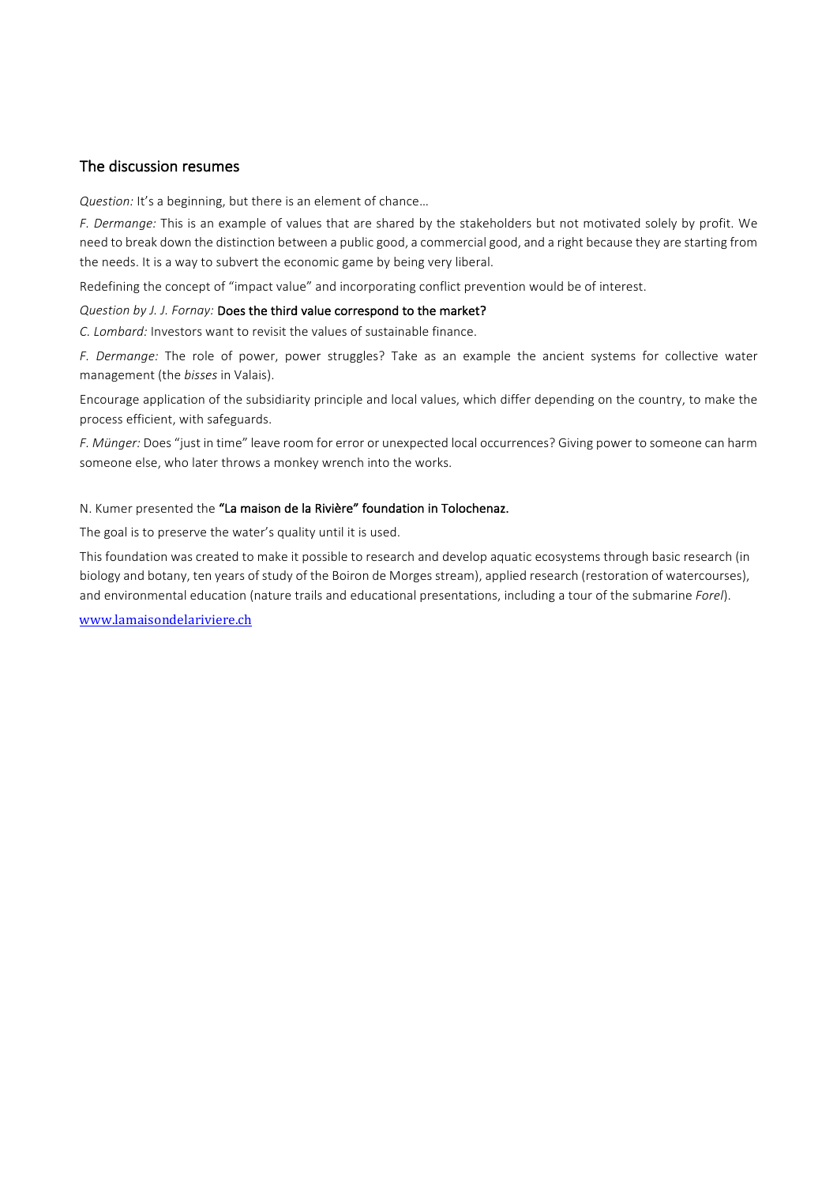## The discussion resumes

*Question:* It's a beginning, but there is an element of chance…

*F. Dermange:* This is an example of values that are shared by the stakeholders but not motivated solely by profit. We need to break down the distinction between a public good, a commercial good, and a right because they are starting from the needs. It is a way to subvert the economic game by being very liberal.

Redefining the concept of "impact value" and incorporating conflict prevention would be of interest.

*Question by J. J. Fornay:* **Does the third value correspond to the market?**

*C. Lombard:* Investors want to revisit the values of sustainable finance.

*F. Dermange:* The role of power, power struggles? Take as an example the ancient systems for collective water management (the *bisses* in Valais).

Encourage application of the subsidiarity principle and local values, which differ depending on the country, to make the process efficient, with safeguards.

*F. Münger:* Does "just in time" leave room for error or unexpected local occurrences? Giving power to someone can harm someone else, who later throws a monkey wrench into the works.

N. Kumer presented the **"La maison de la Rivière" foundation in Tolochenaz.**

The goal is to preserve the water's quality until it is used.

This foundation was created to make it possible to research and develop aquatic ecosystems through basic research (in biology and botany, ten years of study of the Boiron de Morges stream), applied research (restoration of watercourses), and environmental education (nature trails and educational presentations, including a tour of the submarine *Forel*).

[www.lamaisondelariviere.ch](http://www.lamaisondelariviere.ch)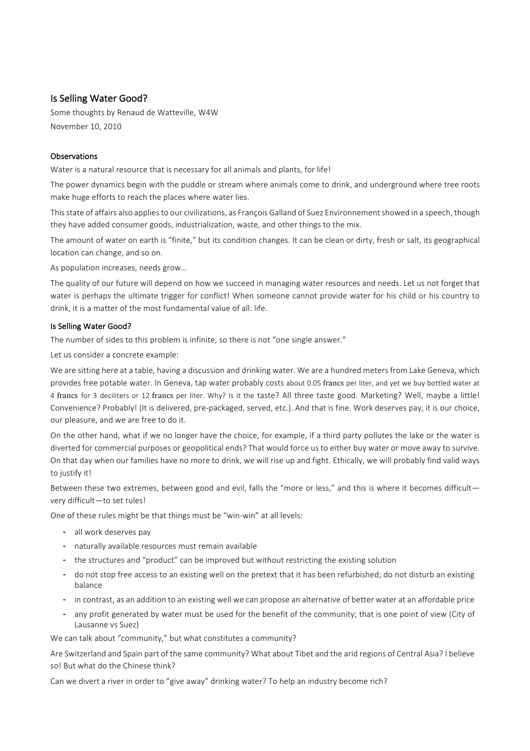## Is Selling Water Good?

Some thoughts by Renaud de Watteville, W4W

November 10, 2010

### Observations

Water is a natural resource that is necessary for all animals and plants, for life!

The power dynamics begin with the puddle or stream where animals come to drink, and underground where tree roots make huge efforts to reach the places where water lies.

This state of affairs also applies to our civilizations, as François Galland of Suez Environnement showed in a speech, though they have added consumer goods, industrialization, waste, and other things to the mix.

The amount of water on earth is "finite," but its condition changes. It can be clean or dirty, fresh or salt, its geographical location can change, and so on.

As population increases, needs grow…

The quality of our future will depend on how we succeed in managing water resources and needs. Let us not forget that water is perhaps the ultimate trigger for conflict! When someone cannot provide water for his child or his country to drink, it is a matter of the most fundamental value of all: life.

### Is Selling Water Good?

The number of sides to this problem is infinite, so there is not "one single answer."

Let us consider a concrete example:

We are sitting here at a table, having a discussion and drinking water. We are a hundred meters from Lake Geneva, which provides free potable water. In Geneva, tap water probably costs about 0.05 francs per liter, and yet we buy bottled water at 4 francs for 3 deciliters or 12 francs per liter. Why? Is it the taste? All three taste good. Marketing? Well, maybe a little! Convenience? Probably! (It is delivered, pre-packaged, served, etc.). And that is fine. Work deserves pay, it is our choice, our pleasure, and we are free to do it.

On the other hand, what if we no longer have the choice, for example, if a third party pollutes the lake or the water is diverted for commercial purposes or geopolitical ends? That would force us to either buy water or move away to survive. On that day when our families have no more to drink, we will rise up and fight. Ethically, we will probably find valid ways to justify it!

Between these two extremes, between good and evil, falls the "more or less," and this is where it becomes difficult—very difficult—to set rules!

One of these rules might be that things must be "win-win" at all levels:

- all work deserves pay
- naturally available resources must remain available
- the structures and "product" can be improved but without restricting the existing solution
- do not stop free access to an existing well on the pretext that it has been refurbished; do not disturb an existing balance
- in contrast, as an addition to an existing well we can propose an alternative of better water at an affordable price
- any profit generated by water must be used for the benefit of the community; that is one point of view (City of Lausanne vs Suez)

We can talk about "community," but what constitutes a community?

Are Switzerland and Spain part of the same community? What about Tibet and the arid regions of Central Asia? I believe so! But what do the Chinese think?

Can we divert a river in order to "give away" drinking water? To help an industry become rich?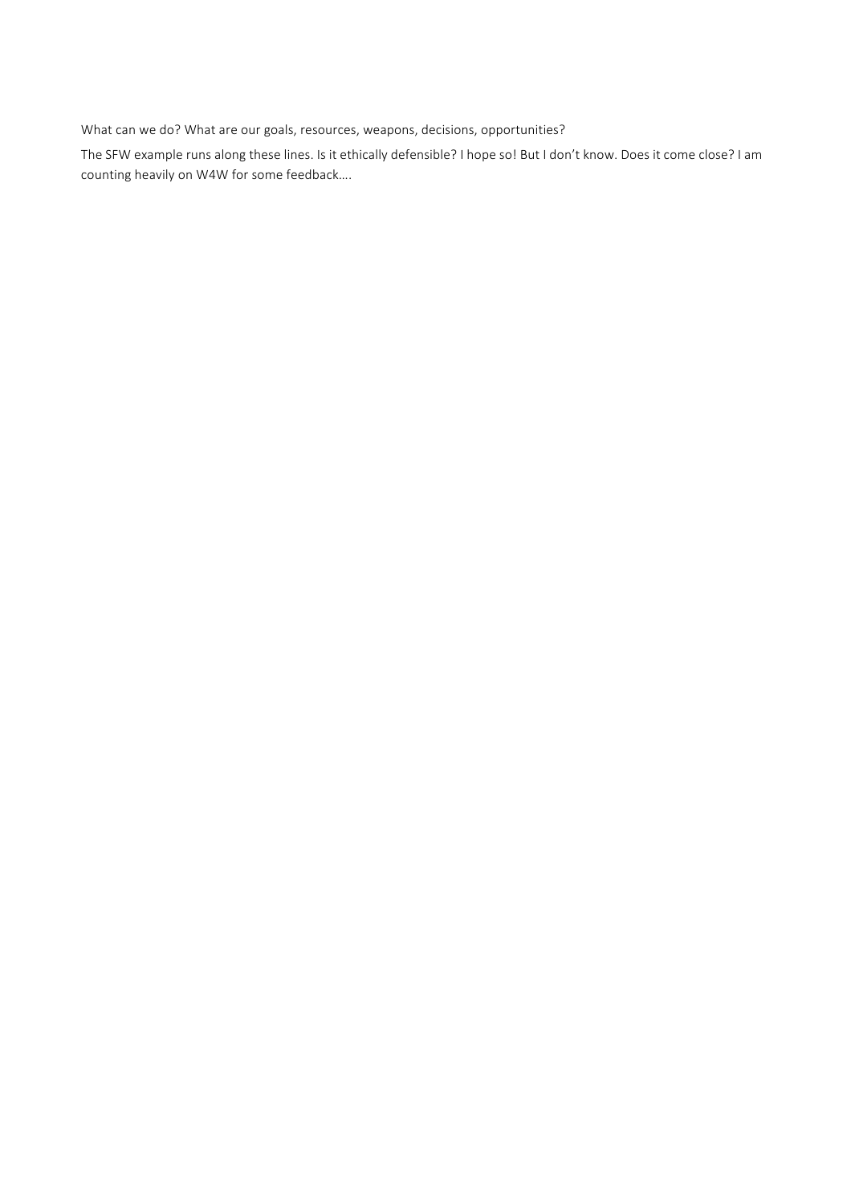What can we do? What are our goals, resources, weapons, decisions, opportunities?

The SFW example runs along these lines. Is it ethically defensible? I hope so! But I don't know. Does it come close? I am counting heavily on W4W for some feedback….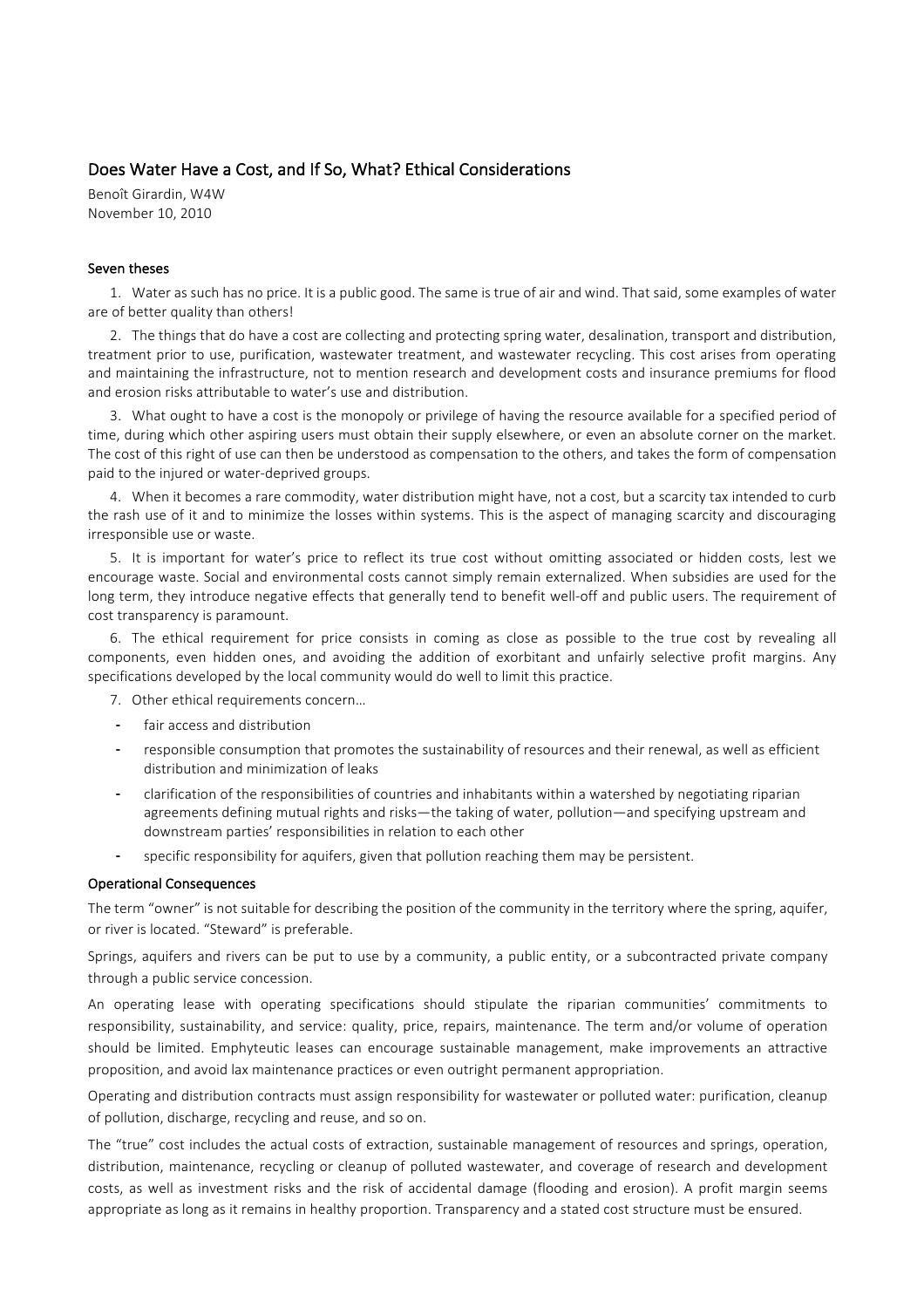## Does Water Have a Cost, and If So, What? Ethical Considerations

Benoît Girardin, W4W
November 10, 2010

### Seven theses

1. Water as such has no price. It is a public good. The same is true of air and wind. That said, some examples of water are of better quality than others!

2. The things that do have a cost are collecting and protecting spring water, desalination, transport and distribution, treatment prior to use, purification, wastewater treatment, and wastewater recycling. This cost arises from operating and maintaining the infrastructure, not to mention research and development costs and insurance premiums for flood and erosion risks attributable to water's use and distribution.

3. What ought to have a cost is the monopoly or privilege of having the resource available for a specified period of time, during which other aspiring users must obtain their supply elsewhere, or even an absolute corner on the market. The cost of this right of use can then be understood as compensation to the others, and takes the form of compensation paid to the injured or water-deprived groups.

4. When it becomes a rare commodity, water distribution might have, not a cost, but a scarcity tax intended to curb the rash use of it and to minimize the losses within systems. This is the aspect of managing scarcity and discouraging irresponsible use or waste.

5. It is important for water's price to reflect its true cost without omitting associated or hidden costs, lest we encourage waste. Social and environmental costs cannot simply remain externalized. When subsidies are used for the long term, they introduce negative effects that generally tend to benefit well-off and public users. The requirement of cost transparency is paramount.

6. The ethical requirement for price consists in coming as close as possible to the true cost by revealing all components, even hidden ones, and avoiding the addition of exorbitant and unfairly selective profit margins. Any specifications developed by the local community would do well to limit this practice.

7. Other ethical requirements concern…
   - fair access and distribution
   - responsible consumption that promotes the sustainability of resources and their renewal, as well as efficient distribution and minimization of leaks
   - clarification of the responsibilities of countries and inhabitants within a watershed by negotiating riparian agreements defining mutual rights and risks—the taking of water, pollution—and specifying upstream and downstream parties' responsibilities in relation to each other
   - specific responsibility for aquifers, given that pollution reaching them may be persistent.

### Operational Consequences

The term "owner" is not suitable for describing the position of the community in the territory where the spring, aquifer, or river is located. "Steward" is preferable.

Springs, aquifers and rivers can be put to use by a community, a public entity, or a subcontracted private company through a public service concession.

An operating lease with operating specifications should stipulate the riparian communities' commitments to responsibility, sustainability, and service: quality, price, repairs, maintenance. The term and/or volume of operation should be limited. Emphyteutic leases can encourage sustainable management, make improvements an attractive proposition, and avoid lax maintenance practices or even outright permanent appropriation.

Operating and distribution contracts must assign responsibility for wastewater or polluted water: purification, cleanup of pollution, discharge, recycling and reuse, and so on.

The "true" cost includes the actual costs of extraction, sustainable management of resources and springs, operation, distribution, maintenance, recycling or cleanup of polluted wastewater, and coverage of research and development costs, as well as investment risks and the risk of accidental damage (flooding and erosion). A profit margin seems appropriate as long as it remains in healthy proportion. Transparency and a stated cost structure must be ensured.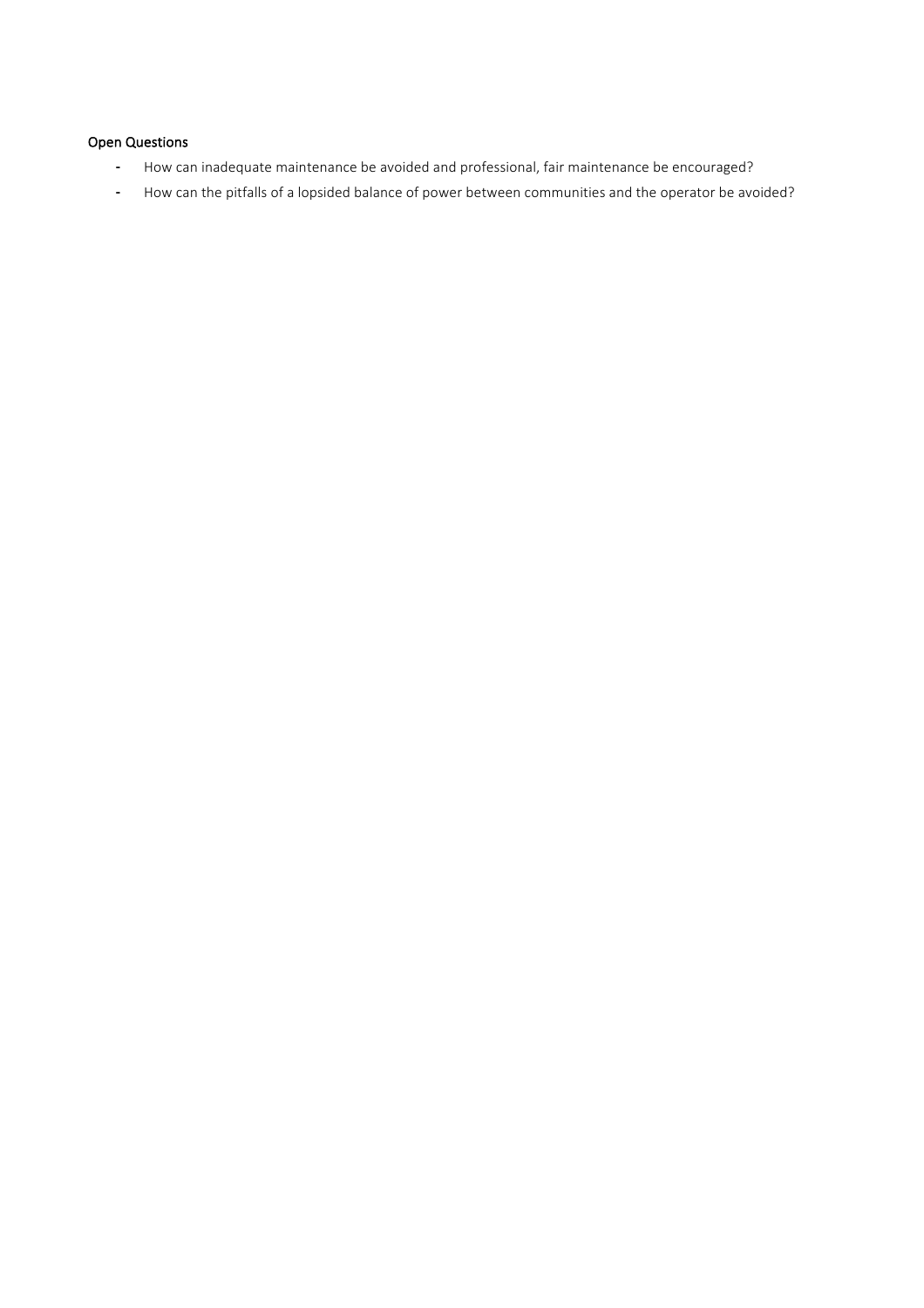**Open Questions**

- How can inadequate maintenance be avoided and professional, fair maintenance be encouraged?
- How can the pitfalls of a lopsided balance of power between communities and the operator be avoided?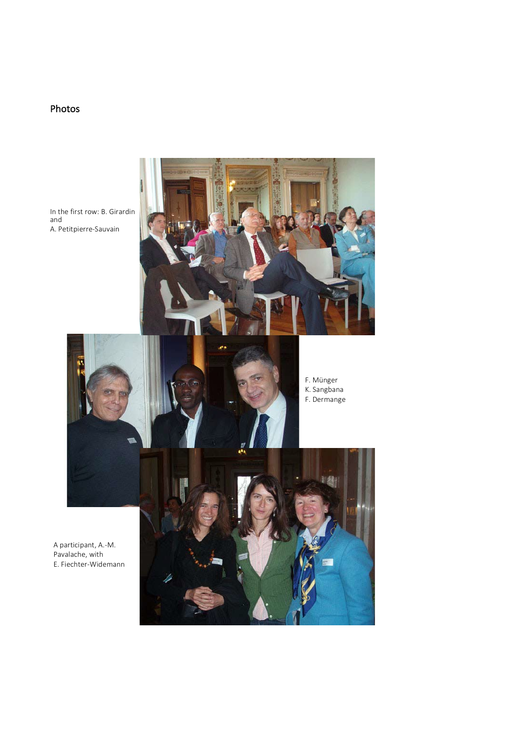## Photos

In the first row: B. Girardin and A. Petitpierre-Sauvain

F. Münger
K. Sangbana
F. Dermange

A participant, A.-M. Pavalache, with E. Fiechter-Widemann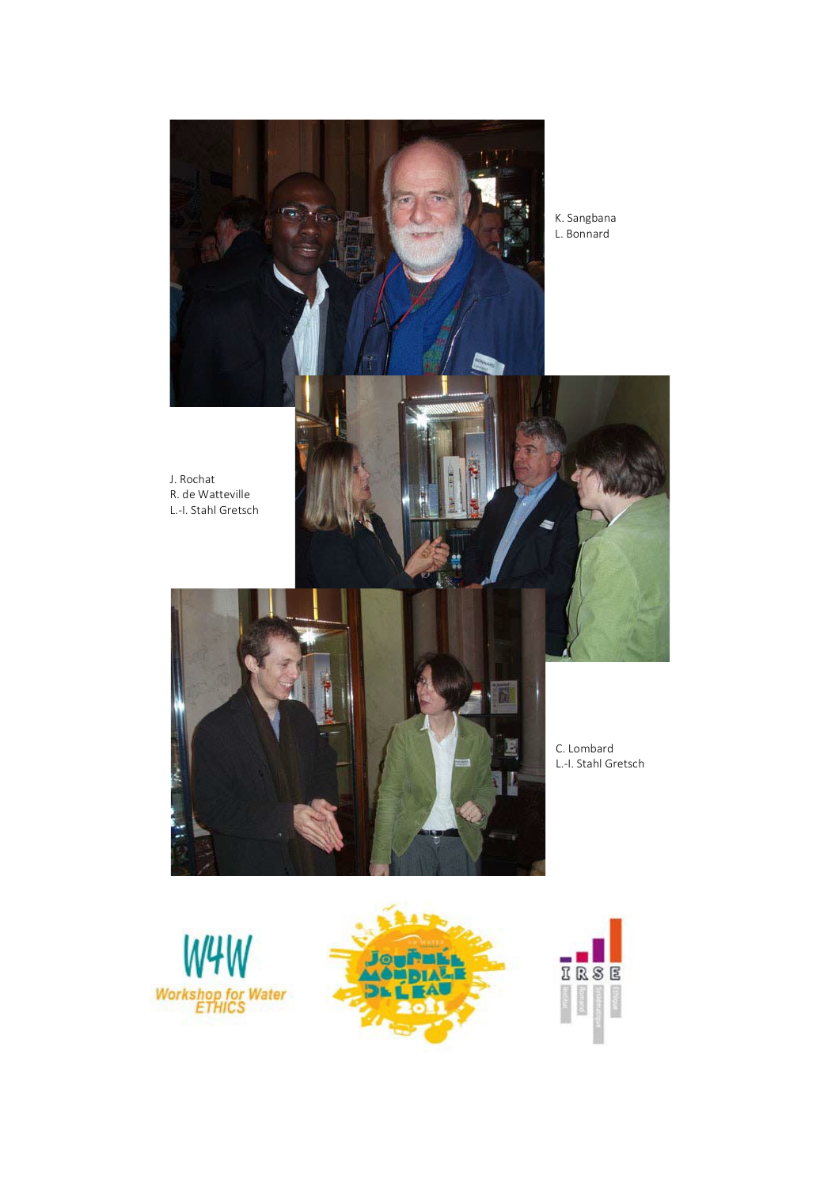K. Sangbana
L. Bonnard

J. Rochat
R. de Watteville
L.-I. Stahl Gretsch

C. Lombard
L.-I. Stahl Gretsch